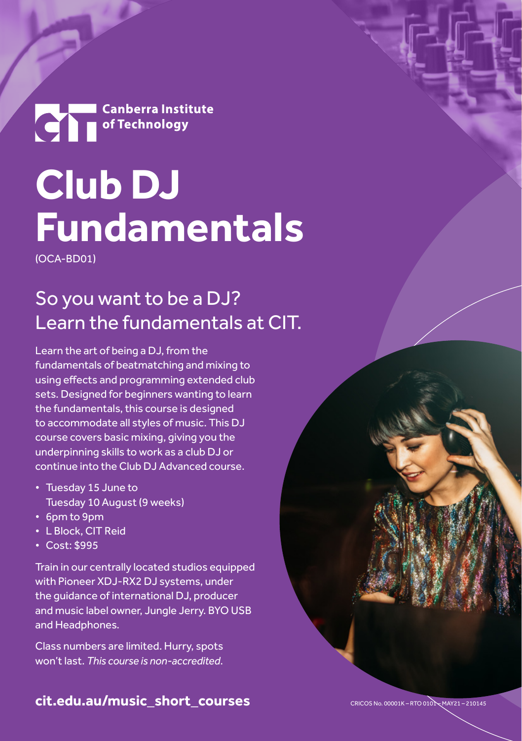Canberra Institute of Technology

# Club DJ Fundamentals

(OCA-BD01)

## So you want to be a DJ? Learn the fundamentals at CIT.

Learn the art of being a DJ, from the fundamentals of beatmatching and mixing to using effects and programming extended club sets. Designed for beginners wanting to learn the fundamentals, this course is designed to accommodate all styles of music. This DJ course covers basic mixing, giving you the underpinning skills to work as a club DJ or continue into the Club DJ Advanced course.

- Tuesday 15 June to Tuesday 10 August (9 weeks)
- 6pm to 9pm
- L Block, CIT Reid
- Cost: $995

Train in our centrally located studios equipped with Pioneer XDJ-RX2 DJ systems, under the guidance of international DJ, producer and music label owner, Jungle Jerry. BYO USB and Headphones.

Class numbers are limited. Hurry, spots won't last. *This course is non-accredited.*

**cit.edu.au/music_short_courses**

CRICOS No. 00001K – RTO 0101 – MAY21 – 210145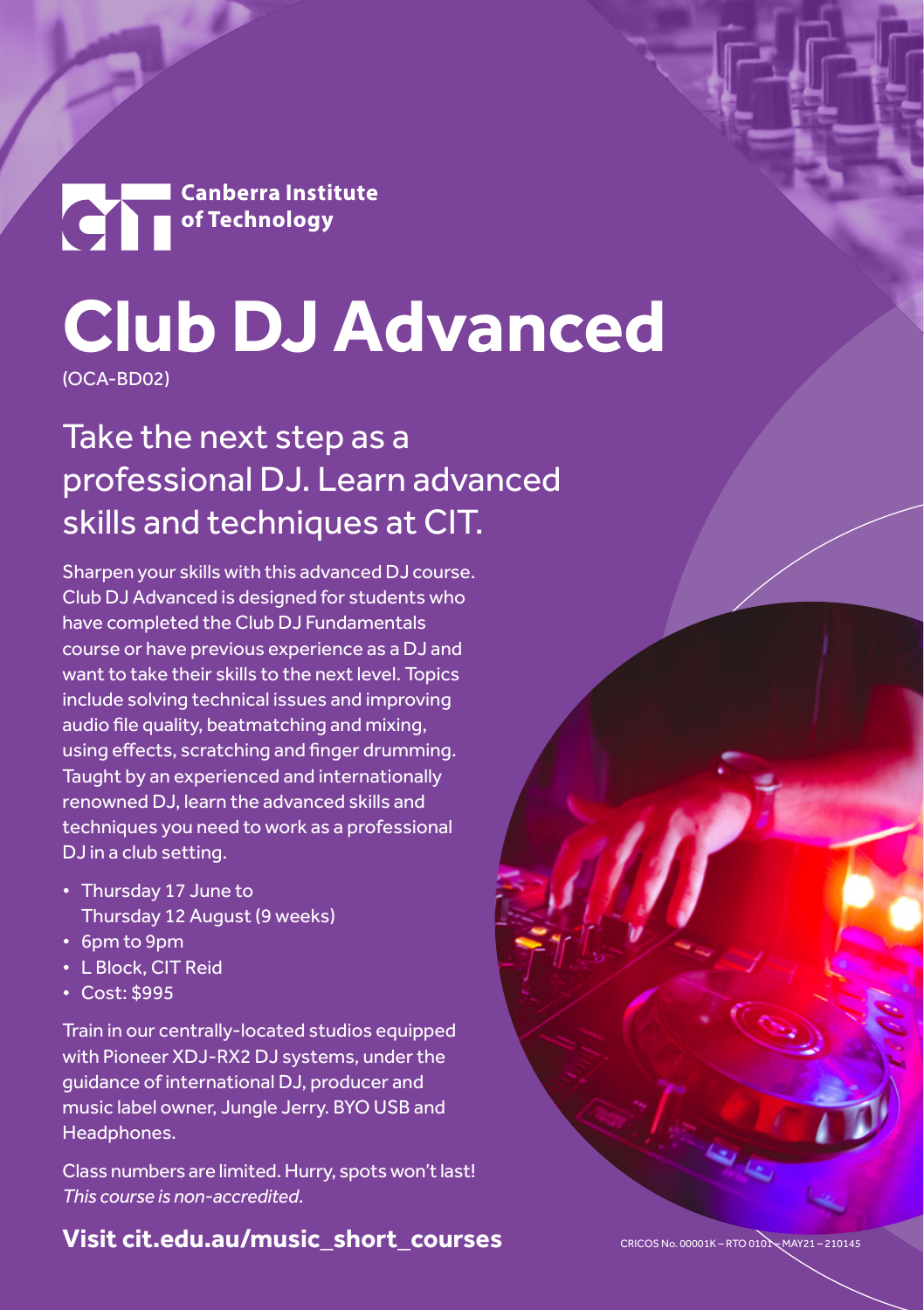Canberra Institute of Technology

# Club DJ Advanced

(OCA-BD02)

## Take the next step as a professional DJ. Learn advanced skills and techniques at CIT.

Sharpen your skills with this advanced DJ course. Club DJ Advanced is designed for students who have completed the Club DJ Fundamentals course or have previous experience as a DJ and want to take their skills to the next level. Topics include solving technical issues and improving audio file quality, beatmatching and mixing, using effects, scratching and finger drumming. Taught by an experienced and internationally renowned DJ, learn the advanced skills and techniques you need to work as a professional DJ in a club setting.

- Thursday 17 June to Thursday 12 August (9 weeks)
- 6pm to 9pm
- L Block, CIT Reid
- Cost: $995

Train in our centrally-located studios equipped with Pioneer XDJ-RX2 DJ systems, under the guidance of international DJ, producer and music label owner, Jungle Jerry. BYO USB and Headphones.

Class numbers are limited. Hurry, spots won't last!
*This course is non-accredited.*

**Visit cit.edu.au/music_short_courses**

CRICOS No. 00001K – RTO 0101 – MAY21 – 210145